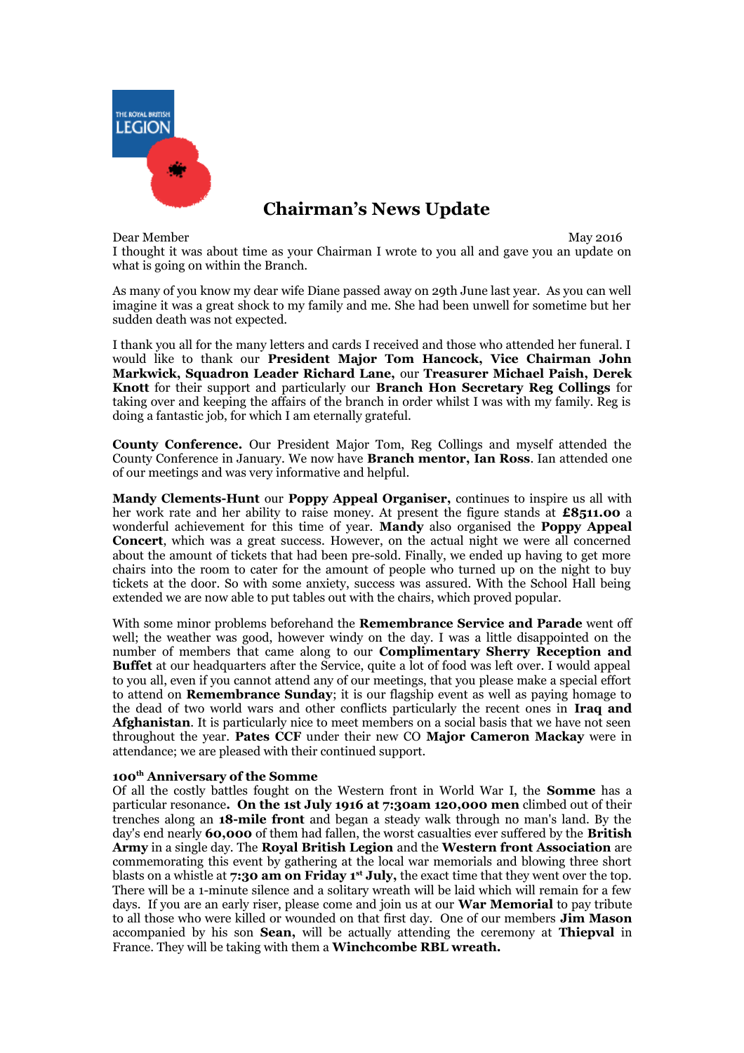# Chairman's News Update

Dear Member May 2016

I thought it was about time as your Chairman I wrote to you all and gave you an update on what is going on within the Branch.

As many of you know my dear wife Diane passed away on 29th June last year. As you can well imagine it was a great shock to my family and me. She had been unwell for sometime but her sudden death was not expected.

I thank you all for the many letters and cards I received and those who attended her funeral. I would like to thank our **President Major Tom Hancock, Vice Chairman John Markwick, Squadron Leader Richard Lane,** our **Treasurer Michael Paish, Derek Knott** for their support and particularly our **Branch Hon Secretary Reg Collings** for taking over and keeping the affairs of the branch in order whilst I was with my family. Reg is doing a fantastic job, for which I am eternally grateful.

**County Conference.** Our President Major Tom, Reg Collings and myself attended the County Conference in January. We now have **Branch mentor, Ian Ross**. Ian attended one of our meetings and was very informative and helpful.

**Mandy Clements-Hunt** our **Poppy Appeal Organiser,** continues to inspire us all with her work rate and her ability to raise money. At present the figure stands at **£8511.00** a wonderful achievement for this time of year. **Mandy** also organised the **Poppy Appeal Concert**, which was a great success. However, on the actual night we were all concerned about the amount of tickets that had been pre-sold. Finally, we ended up having to get more chairs into the room to cater for the amount of people who turned up on the night to buy tickets at the door. So with some anxiety, success was assured. With the School Hall being extended we are now able to put tables out with the chairs, which proved popular.

With some minor problems beforehand the **Remembrance Service and Parade** went off well; the weather was good, however windy on the day. I was a little disappointed on the number of members that came along to our **Complimentary Sherry Reception and Buffet** at our headquarters after the Service, quite a lot of food was left over. I would appeal to you all, even if you cannot attend any of our meetings, that you please make a special effort to attend on **Remembrance Sunday**; it is our flagship event as well as paying homage to the dead of two world wars and other conflicts particularly the recent ones in **Iraq and Afghanistan**. It is particularly nice to meet members on a social basis that we have not seen throughout the year. **Pates CCF** under their new CO **Major Cameron Mackay** were in attendance; we are pleased with their continued support.

**100th Anniversary of the Somme**

Of all the costly battles fought on the Western front in World War I, the **Somme** has a particular resonance**. On the 1st July 1916 at 7:30am 120,000 men** climbed out of their trenches along an **18-mile front** and began a steady walk through no man's land. By the day's end nearly **60,000** of them had fallen, the worst casualties ever suffered by the **British Army** in a single day. The **Royal British Legion** and the **Western front Association** are commemorating this event by gathering at the local war memorials and blowing three short blasts on a whistle at **7:30 am on Friday 1st July,** the exact time that they went over the top. There will be a 1-minute silence and a solitary wreath will be laid which will remain for a few days. If you are an early riser, please come and join us at our **War Memorial** to pay tribute to all those who were killed or wounded on that first day. One of our members **Jim Mason** accompanied by his son **Sean,** will be actually attending the ceremony at **Thiepval** in France. They will be taking with them a **Winchcombe RBL wreath.**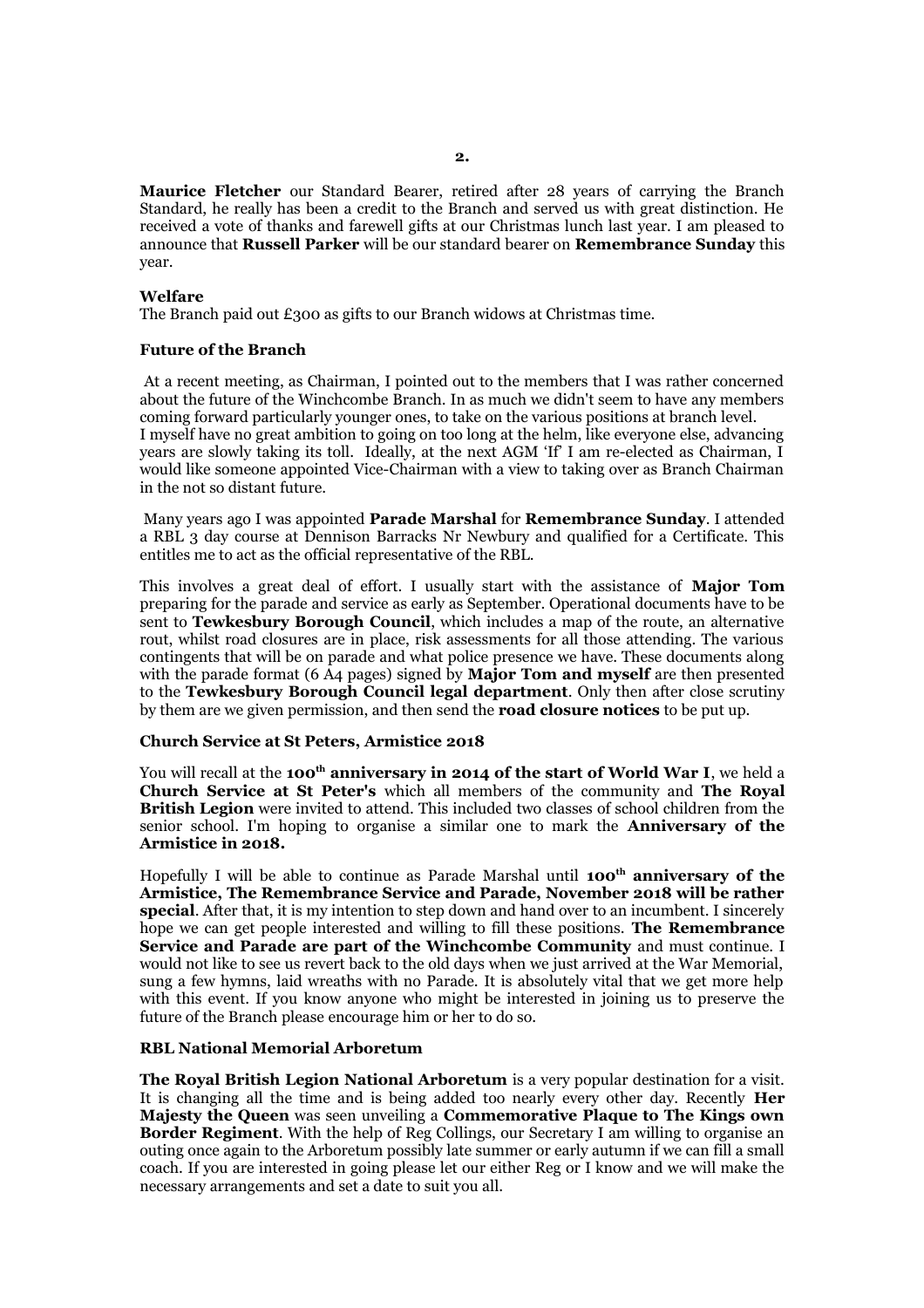**Maurice Fletcher** our Standard Bearer, retired after 28 years of carrying the Branch Standard, he really has been a credit to the Branch and served us with great distinction. He received a vote of thanks and farewell gifts at our Christmas lunch last year. I am pleased to announce that **Russell Parker** will be our standard bearer on **Remembrance Sunday** this year.

**Welfare**

The Branch paid out £300 as gifts to our Branch widows at Christmas time.

**Future of the Branch**

At a recent meeting, as Chairman, I pointed out to the members that I was rather concerned about the future of the Winchcombe Branch. In as much we didn't seem to have any members coming forward particularly younger ones, to take on the various positions at branch level. I myself have no great ambition to going on too long at the helm, like everyone else, advancing years are slowly taking its toll. Ideally, at the next AGM 'If' I am re-elected as Chairman, I would like someone appointed Vice-Chairman with a view to taking over as Branch Chairman in the not so distant future.

Many years ago I was appointed **Parade Marshal** for **Remembrance Sunday**. I attended a RBL 3 day course at Dennison Barracks Nr Newbury and qualified for a Certificate. This entitles me to act as the official representative of the RBL.

This involves a great deal of effort. I usually start with the assistance of **Major Tom** preparing for the parade and service as early as September. Operational documents have to be sent to **Tewkesbury Borough Council**, which includes a map of the route, an alternative rout, whilst road closures are in place, risk assessments for all those attending. The various contingents that will be on parade and what police presence we have. These documents along with the parade format (6 A4 pages) signed by **Major Tom and myself** are then presented to the **Tewkesbury Borough Council legal department**. Only then after close scrutiny by them are we given permission, and then send the **road closure notices** to be put up.

**Church Service at St Peters, Armistice 2018**

You will recall at the **100th anniversary in 2014 of the start of World War I**, we held a **Church Service at St Peter's** which all members of the community and **The Royal British Legion** were invited to attend. This included two classes of school children from the senior school. I'm hoping to organise a similar one to mark the **Anniversary of the Armistice in 2018.**

Hopefully I will be able to continue as Parade Marshal until **100th anniversary of the Armistice, The Remembrance Service and Parade, November 2018 will be rather special**. After that, it is my intention to step down and hand over to an incumbent. I sincerely hope we can get people interested and willing to fill these positions. **The Remembrance Service and Parade are part of the Winchcombe Community** and must continue. I would not like to see us revert back to the old days when we just arrived at the War Memorial, sung a few hymns, laid wreaths with no Parade. It is absolutely vital that we get more help with this event. If you know anyone who might be interested in joining us to preserve the future of the Branch please encourage him or her to do so.

**RBL National Memorial Arboretum**

**The Royal British Legion National Arboretum** is a very popular destination for a visit. It is changing all the time and is being added too nearly every other day. Recently **Her Majesty the Queen** was seen unveiling a **Commemorative Plaque to The Kings own Border Regiment**. With the help of Reg Collings, our Secretary I am willing to organise an outing once again to the Arboretum possibly late summer or early autumn if we can fill a small coach. If you are interested in going please let our either Reg or I know and we will make the necessary arrangements and set a date to suit you all.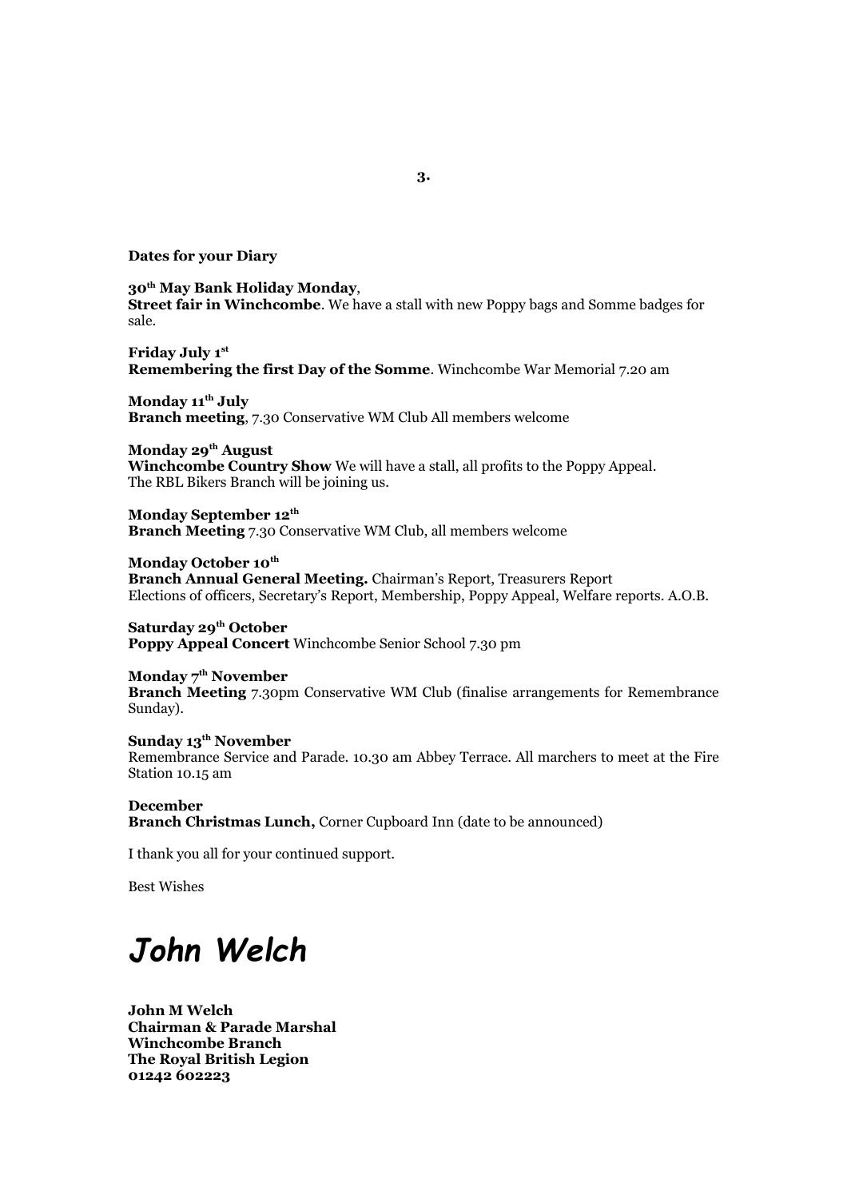**Dates for your Diary**

**30th May Bank Holiday Monday**,
**Street fair in Winchcombe**. We have a stall with new Poppy bags and Somme badges for sale.

**Friday July 1st**
**Remembering the first Day of the Somme**. Winchcombe War Memorial 7.20 am

**Monday 11th July**
**Branch meeting**, 7.30 Conservative WM Club All members welcome

**Monday 29th August**
**Winchcombe Country Show** We will have a stall, all profits to the Poppy Appeal.
The RBL Bikers Branch will be joining us.

**Monday September 12th**
**Branch Meeting** 7.30 Conservative WM Club, all members welcome

**Monday October 10th**
**Branch Annual General Meeting.** Chairman's Report, Treasurers Report
Elections of officers, Secretary's Report, Membership, Poppy Appeal, Welfare reports. A.O.B.

**Saturday 29th October**
**Poppy Appeal Concert** Winchcombe Senior School 7.30 pm

**Monday 7th November**
**Branch Meeting** 7.30pm Conservative WM Club (finalise arrangements for Remembrance Sunday).

**Sunday 13th November**
Remembrance Service and Parade. 10.30 am Abbey Terrace. All marchers to meet at the Fire Station 10.15 am

**December**
**Branch Christmas Lunch,** Corner Cupboard Inn (date to be announced)

I thank you all for your continued support.

Best Wishes

***John Welch***

**John M Welch**
**Chairman & Parade Marshal**
**Winchcombe Branch**
**The Royal British Legion**
**01242 602223**